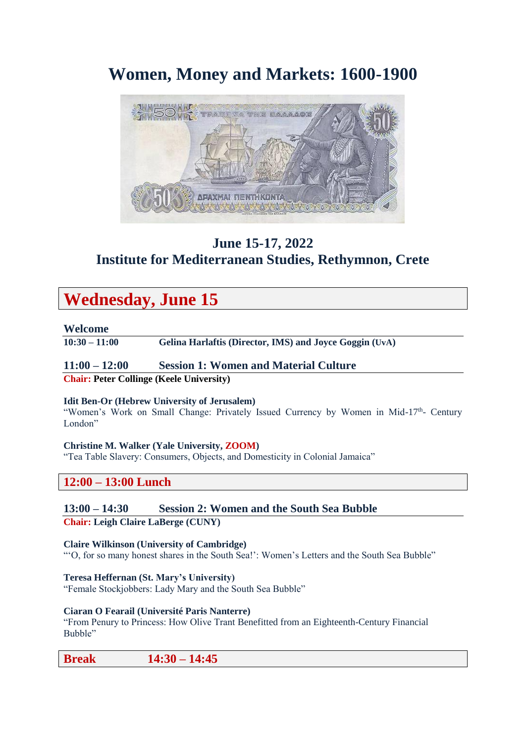# Women, Money and Markets: 1600-1900

## June 15-17, 2022
## Institute for Mediterranean Studies, Rethymnon, Crete

## Wednesday, June 15

### Welcome

**10:30 – 11:00** **Gelina Harlaftis (Director, IMS) and Joyce Goggin (UvA)**

### 11:00 – 12:00 Session 1: Women and Material Culture

**Chair: Peter Collinge (Keele University)**

**Idit Ben-Or (Hebrew University of Jerusalem)**
"Women's Work on Small Change: Privately Issued Currency by Women in Mid-17th- Century London"

**Christine M. Walker (Yale University, ZOOM)**
"Tea Table Slavery: Consumers, Objects, and Domesticity in Colonial Jamaica"

### 12:00 – 13:00 Lunch

### 13:00 – 14:30 Session 2: Women and the South Sea Bubble

**Chair: Leigh Claire LaBerge (CUNY)**

**Claire Wilkinson (University of Cambridge)**
"'O, for so many honest shares in the South Sea!': Women's Letters and the South Sea Bubble"

**Teresa Heffernan (St. Mary's University)**
"Female Stockjobbers: Lady Mary and the South Sea Bubble"

**Ciaran O Fearail (Université Paris Nanterre)**
"From Penury to Princess: How Olive Trant Benefitted from an Eighteenth-Century Financial Bubble"

### Break 14:30 – 14:45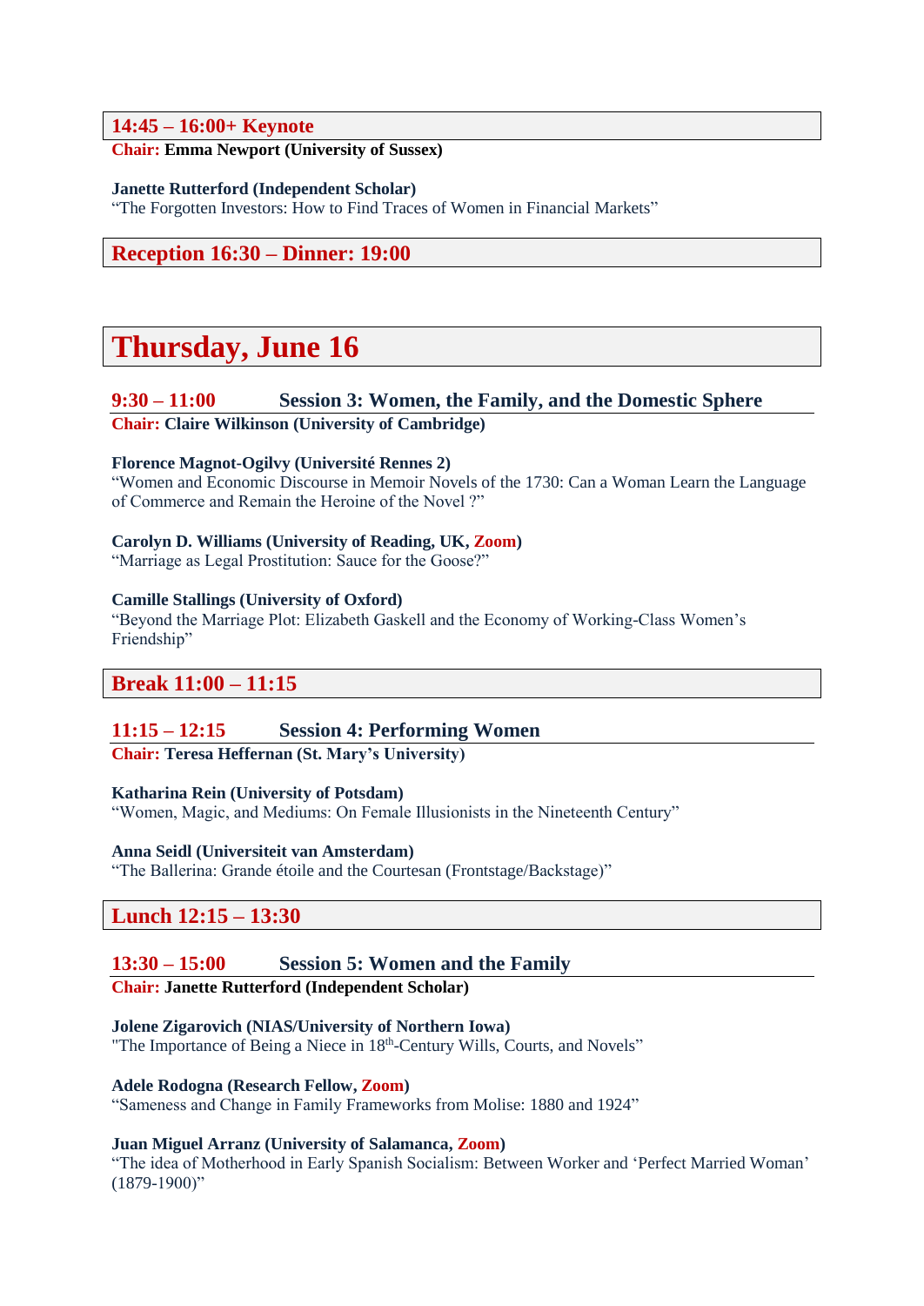### 14:45 – 16:00+ Keynote

**Chair: Emma Newport (University of Sussex)**

**Janette Rutterford (Independent Scholar)**
"The Forgotten Investors: How to Find Traces of Women in Financial Markets"

### Reception 16:30 – Dinner: 19:00

## Thursday, June 16

### 9:30 – 11:00 Session 3: Women, the Family, and the Domestic Sphere

**Chair: Claire Wilkinson (University of Cambridge)**

**Florence Magnot-Ogilvy (Université Rennes 2)**
"Women and Economic Discourse in Memoir Novels of the 1730: Can a Woman Learn the Language of Commerce and Remain the Heroine of the Novel ?"

**Carolyn D. Williams (University of Reading, UK, Zoom)**
"Marriage as Legal Prostitution: Sauce for the Goose?"

**Camille Stallings (University of Oxford)**
"Beyond the Marriage Plot: Elizabeth Gaskell and the Economy of Working-Class Women's Friendship"

### Break 11:00 – 11:15

### 11:15 – 12:15 Session 4: Performing Women

**Chair: Teresa Heffernan (St. Mary's University)**

**Katharina Rein (University of Potsdam)**
"Women, Magic, and Mediums: On Female Illusionists in the Nineteenth Century"

**Anna Seidl (Universiteit van Amsterdam)**
"The Ballerina: Grande étoile and the Courtesan (Frontstage/Backstage)"

### Lunch 12:15 – 13:30

### 13:30 – 15:00 Session 5: Women and the Family

**Chair: Janette Rutterford (Independent Scholar)**

**Jolene Zigarovich (NIAS/University of Northern Iowa)**
"The Importance of Being a Niece in 18th-Century Wills, Courts, and Novels"

**Adele Rodogna (Research Fellow, Zoom)**
"Sameness and Change in Family Frameworks from Molise: 1880 and 1924"

**Juan Miguel Arranz (University of Salamanca, Zoom)**
"The idea of Motherhood in Early Spanish Socialism: Between Worker and 'Perfect Married Woman' (1879-1900)"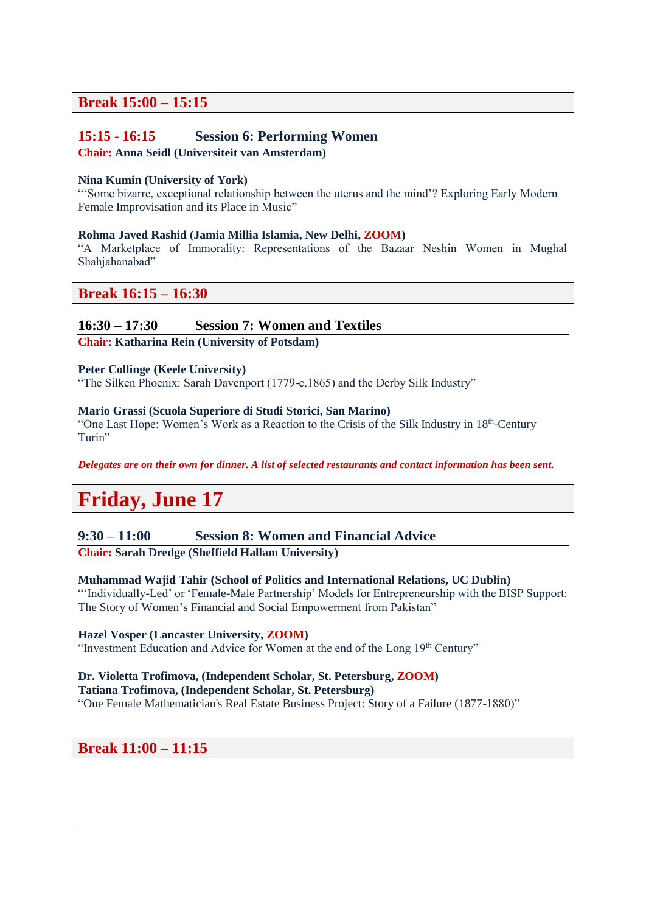**Break 15:00 – 15:15**

## 15:15 - 16:15 Session 6: Performing Women

**Chair:** **Anna Seidl (Universiteit van Amsterdam)**

**Nina Kumin (University of York)**
"'Some bizarre, exceptional relationship between the uterus and the mind'? Exploring Early Modern Female Improvisation and its Place in Music"

**Rohma Javed Rashid (Jamia Millia Islamia, New Delhi, ZOOM)**
"A Marketplace of Immorality: Representations of the Bazaar Neshin Women in Mughal Shahjahanabad"

**Break 16:15 – 16:30**

## 16:30 – 17:30 Session 7: Women and Textiles

**Chair:** **Katharina Rein (University of Potsdam)**

**Peter Collinge (Keele University)**
"The Silken Phoenix: Sarah Davenport (1779-c.1865) and the Derby Silk Industry"

**Mario Grassi (Scuola Superiore di Studi Storici, San Marino)**
"One Last Hope: Women's Work as a Reaction to the Crisis of the Silk Industry in 18th-Century Turin"

***Delegates are on their own for dinner. A list of selected restaurants and contact information has been sent.***

# Friday, June 17

## 9:30 – 11:00 Session 8: Women and Financial Advice

**Chair:** **Sarah Dredge (Sheffield Hallam University)**

**Muhammad Wajid Tahir (School of Politics and International Relations, UC Dublin)**
"'Individually-Led' or 'Female-Male Partnership' Models for Entrepreneurship with the BISP Support: The Story of Women's Financial and Social Empowerment from Pakistan"

**Hazel Vosper (Lancaster University, ZOOM)**
"Investment Education and Advice for Women at the end of the Long 19th Century"

**Dr. Violetta Trofimova, (Independent Scholar, St. Petersburg, ZOOM)**
**Tatiana Trofimova, (Independent Scholar, St. Petersburg)**
"One Female Mathematician's Real Estate Business Project: Story of a Failure (1877-1880)"

**Break 11:00 – 11:15**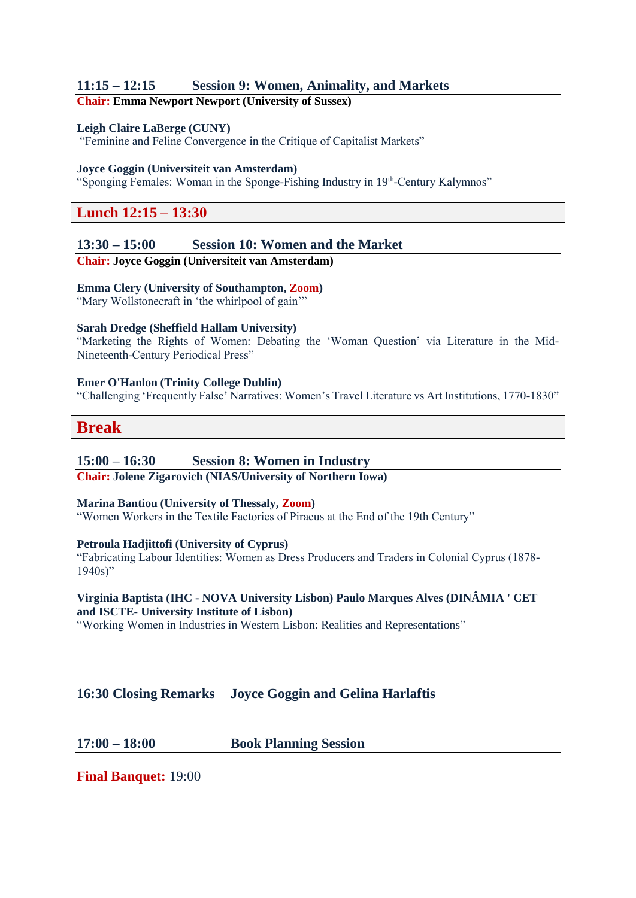## 11:15 – 12:15 Session 9: Women, Animality, and Markets

**Chair: Emma Newport Newport (University of Sussex)**

**Leigh Claire LaBerge (CUNY)**
"Feminine and Feline Convergence in the Critique of Capitalist Markets"

**Joyce Goggin (Universiteit van Amsterdam)**
"Sponging Females: Woman in the Sponge-Fishing Industry in 19th-Century Kalymnos"

## Lunch 12:15 – 13:30

## 13:30 – 15:00 Session 10: Women and the Market

**Chair: Joyce Goggin (Universiteit van Amsterdam)**

**Emma Clery (University of Southampton, Zoom)**
"Mary Wollstonecraft in 'the whirlpool of gain'"

**Sarah Dredge (Sheffield Hallam University)**
"Marketing the Rights of Women: Debating the 'Woman Question' via Literature in the Mid-Nineteenth-Century Periodical Press"

**Emer O'Hanlon (Trinity College Dublin)**
"Challenging 'Frequently False' Narratives: Women's Travel Literature vs Art Institutions, 1770-1830"

## Break

## 15:00 – 16:30 Session 8: Women in Industry

**Chair: Jolene Zigarovich (NIAS/University of Northern Iowa)**

**Marina Bantiou (University of Thessaly, Zoom)**
"Women Workers in the Textile Factories of Piraeus at the End of the 19th Century"

**Petroula Hadjittofi (University of Cyprus)**
"Fabricating Labour Identities: Women as Dress Producers and Traders in Colonial Cyprus (1878-1940s)"

**Virginia Baptista (IHC - NOVA University Lisbon) Paulo Marques Alves (DINÂMIA ' CET and ISCTE- University Institute of Lisbon)**
"Working Women in Industries in Western Lisbon: Realities and Representations"

## 16:30 Closing Remarks Joyce Goggin and Gelina Harlaftis

## 17:00 – 18:00 Book Planning Session

**Final Banquet:** 19:00